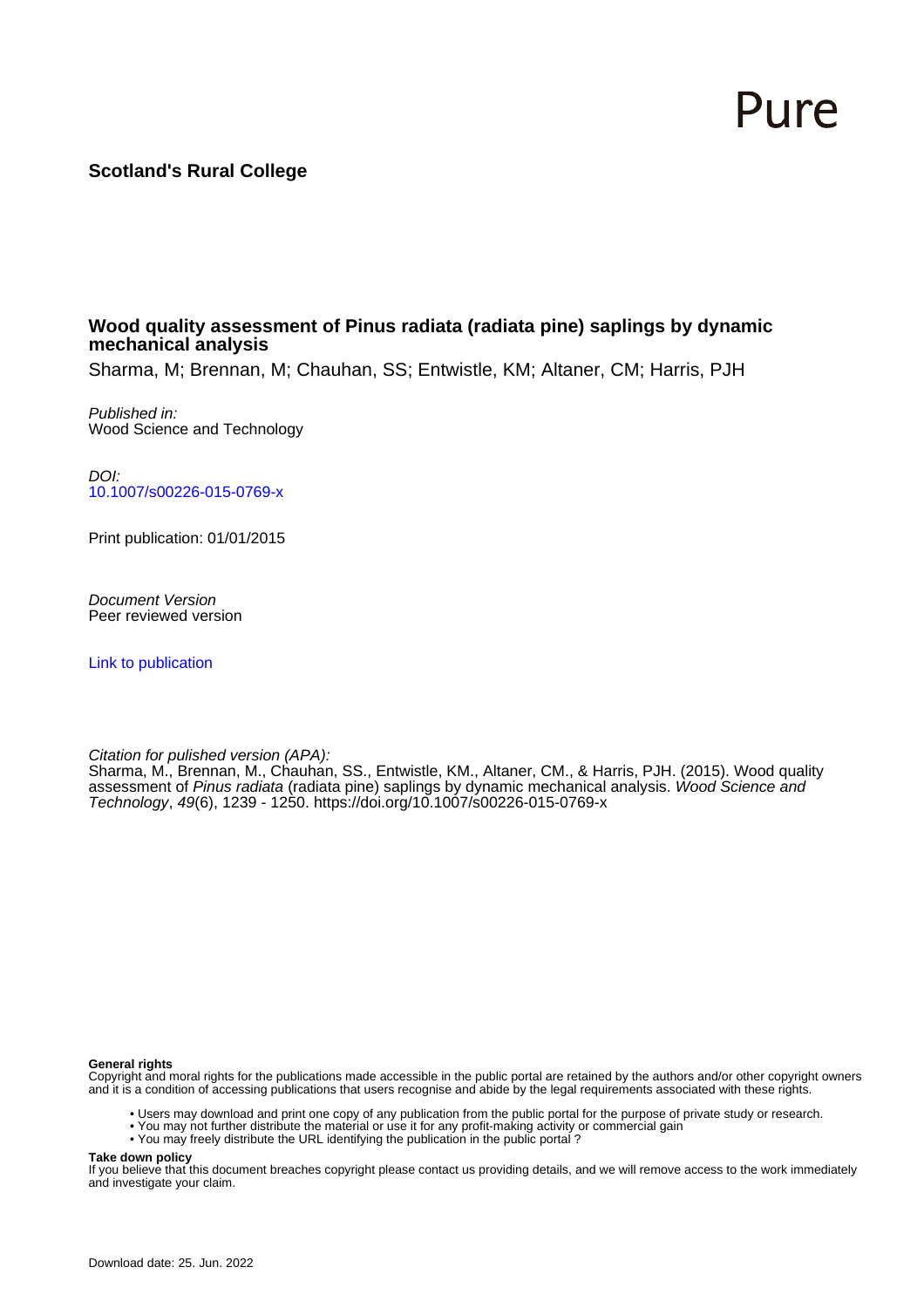Pure

**Scotland's Rural College**

## Wood quality assessment of Pinus radiata (radiata pine) saplings by dynamic mechanical analysis

Sharma, M; Brennan, M; Chauhan, SS; Entwistle, KM; Altaner, CM; Harris, PJH

*Published in:*
Wood Science and Technology

*DOI:*
[10.1007/s00226-015-0769-x](https://doi.org/10.1007/s00226-015-0769-x)

Print publication: 01/01/2015

*Document Version*
Peer reviewed version

[Link to publication](#)

*Citation for pulished version (APA):*
Sharma, M., Brennan, M., Chauhan, SS., Entwistle, KM., Altaner, CM., & Harris, PJH. (2015). Wood quality assessment of *Pinus radiata* (radiata pine) saplings by dynamic mechanical analysis. *Wood Science and Technology*, *49*(6), 1239 - 1250. https://doi.org/10.1007/s00226-015-0769-x

**General rights**
Copyright and moral rights for the publications made accessible in the public portal are retained by the authors and/or other copyright owners and it is a condition of accessing publications that users recognise and abide by the legal requirements associated with these rights.

- Users may download and print one copy of any publication from the public portal for the purpose of private study or research.
- You may not further distribute the material or use it for any profit-making activity or commercial gain
- You may freely distribute the URL identifying the publication in the public portal ?

**Take down policy**
If you believe that this document breaches copyright please contact us providing details, and we will remove access to the work immediately and investigate your claim.

Download date: 25. Jun. 2022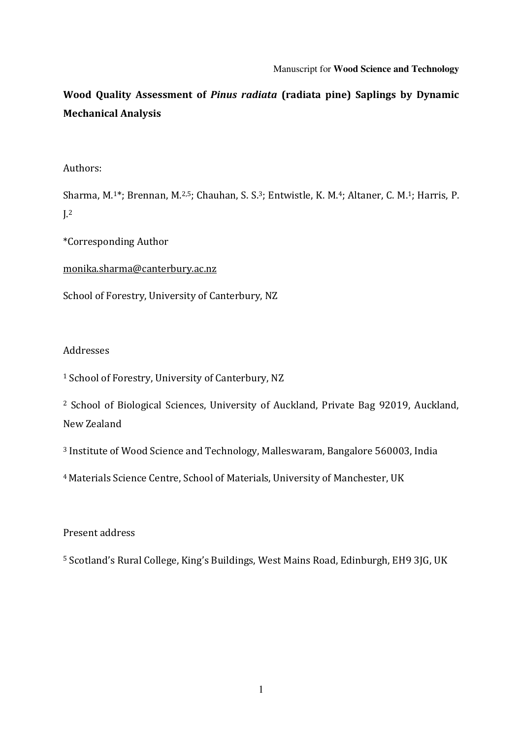Manuscript for **Wood Science and Technology**

# Wood Quality Assessment of *Pinus radiata* (radiata pine) Saplings by Dynamic Mechanical Analysis

Authors:

Sharma, M.[1]*; Brennan, M.[2,5]; Chauhan, S. S.[3]; Entwistle, K. M.[4]; Altaner, C. M.[1]; Harris, P. J.[2]

*Corresponding Author

monika.sharma@canterbury.ac.nz

School of Forestry, University of Canterbury, NZ

Addresses

[1] School of Forestry, University of Canterbury, NZ

[2] School of Biological Sciences, University of Auckland, Private Bag 92019, Auckland, New Zealand

[3] Institute of Wood Science and Technology, Malleswaram, Bangalore 560003, India

[4] Materials Science Centre, School of Materials, University of Manchester, UK

Present address

[5] Scotland's Rural College, King's Buildings, West Mains Road, Edinburgh, EH9 3JG, UK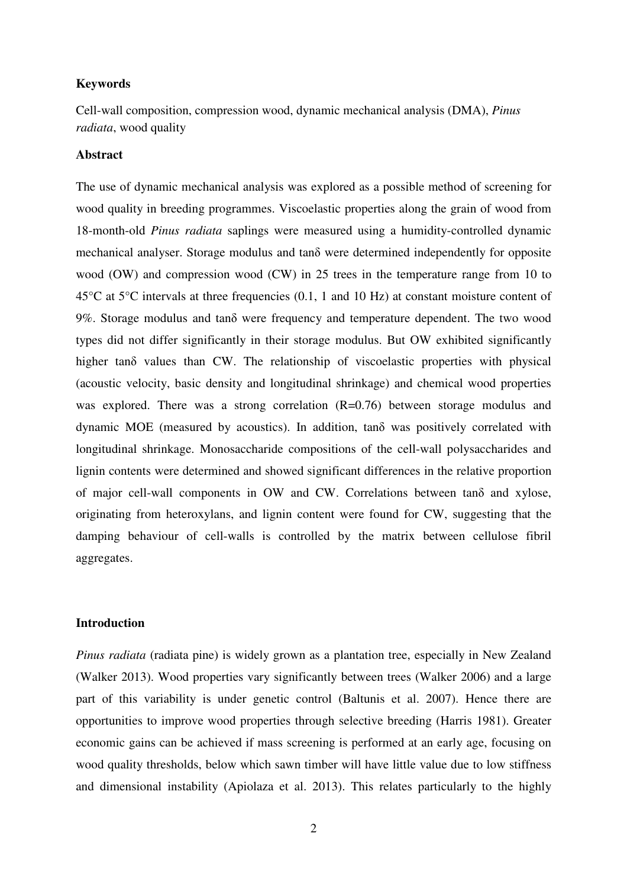**Keywords**

Cell-wall composition, compression wood, dynamic mechanical analysis (DMA), *Pinus radiata*, wood quality

**Abstract**

The use of dynamic mechanical analysis was explored as a possible method of screening for wood quality in breeding programmes. Viscoelastic properties along the grain of wood from 18-month-old *Pinus radiata* saplings were measured using a humidity-controlled dynamic mechanical analyser. Storage modulus and tanδ were determined independently for opposite wood (OW) and compression wood (CW) in 25 trees in the temperature range from 10 to 45°C at 5°C intervals at three frequencies (0.1, 1 and 10 Hz) at constant moisture content of 9%. Storage modulus and tanδ were frequency and temperature dependent. The two wood types did not differ significantly in their storage modulus. But OW exhibited significantly higher tanδ values than CW. The relationship of viscoelastic properties with physical (acoustic velocity, basic density and longitudinal shrinkage) and chemical wood properties was explored. There was a strong correlation ($R=0.76$) between storage modulus and dynamic MOE (measured by acoustics). In addition, tanδ was positively correlated with longitudinal shrinkage. Monosaccharide compositions of the cell-wall polysaccharides and lignin contents were determined and showed significant differences in the relative proportion of major cell-wall components in OW and CW. Correlations between tanδ and xylose, originating from heteroxylans, and lignin content were found for CW, suggesting that the damping behaviour of cell-walls is controlled by the matrix between cellulose fibril aggregates.

**Introduction**

*Pinus radiata* (radiata pine) is widely grown as a plantation tree, especially in New Zealand (Walker 2013). Wood properties vary significantly between trees (Walker 2006) and a large part of this variability is under genetic control (Baltunis et al. 2007). Hence there are opportunities to improve wood properties through selective breeding (Harris 1981). Greater economic gains can be achieved if mass screening is performed at an early age, focusing on wood quality thresholds, below which sawn timber will have little value due to low stiffness and dimensional instability (Apiolaza et al. 2013). This relates particularly to the highly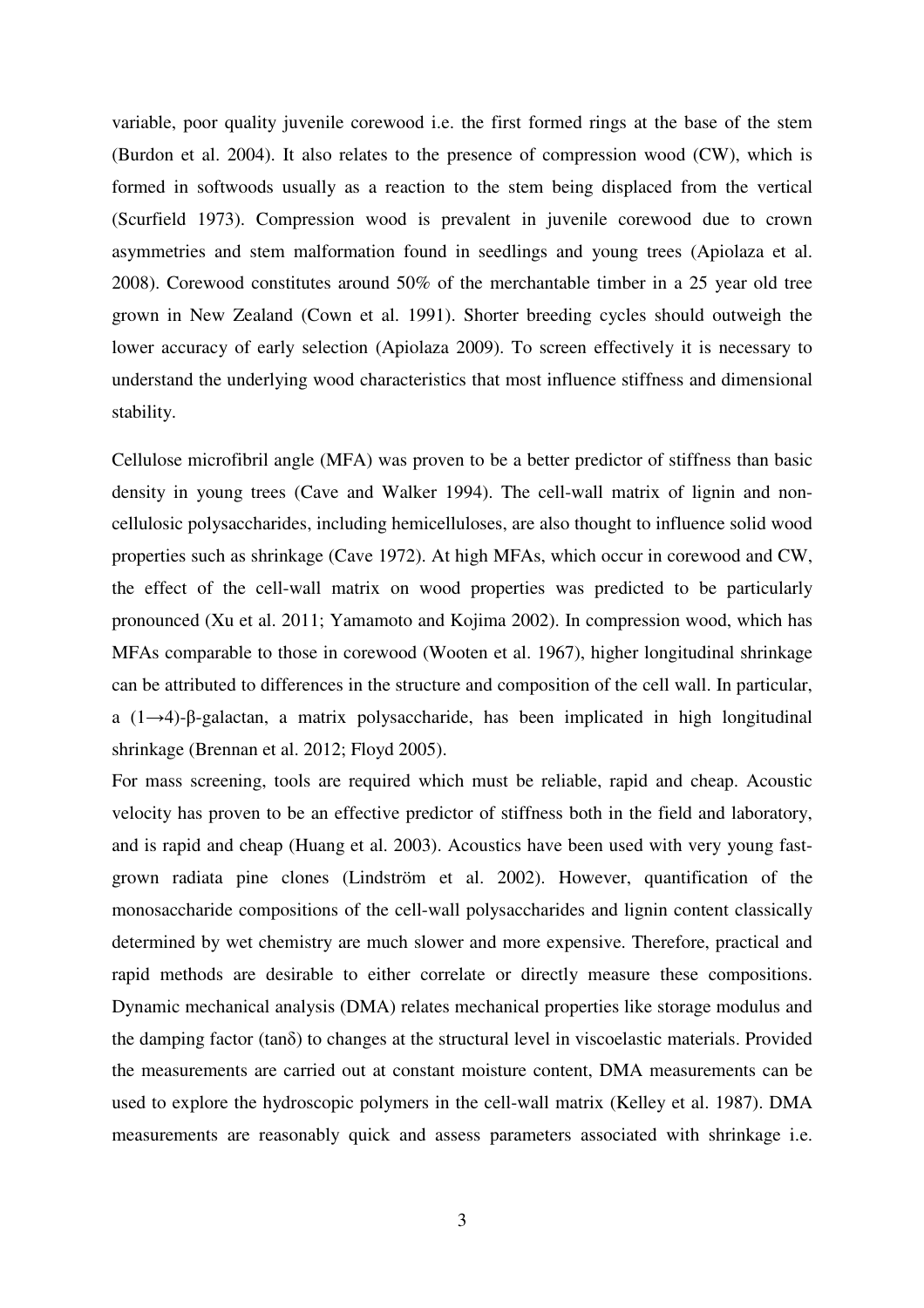variable, poor quality juvenile corewood i.e. the first formed rings at the base of the stem (Burdon et al. 2004). It also relates to the presence of compression wood (CW), which is formed in softwoods usually as a reaction to the stem being displaced from the vertical (Scurfield 1973). Compression wood is prevalent in juvenile corewood due to crown asymmetries and stem malformation found in seedlings and young trees (Apiolaza et al. 2008). Corewood constitutes around 50% of the merchantable timber in a 25 year old tree grown in New Zealand (Cown et al. 1991). Shorter breeding cycles should outweigh the lower accuracy of early selection (Apiolaza 2009). To screen effectively it is necessary to understand the underlying wood characteristics that most influence stiffness and dimensional stability.

Cellulose microfibril angle (MFA) was proven to be a better predictor of stiffness than basic density in young trees (Cave and Walker 1994). The cell-wall matrix of lignin and non-cellulosic polysaccharides, including hemicelluloses, are also thought to influence solid wood properties such as shrinkage (Cave 1972). At high MFAs, which occur in corewood and CW, the effect of the cell-wall matrix on wood properties was predicted to be particularly pronounced (Xu et al. 2011; Yamamoto and Kojima 2002). In compression wood, which has MFAs comparable to those in corewood (Wooten et al. 1967), higher longitudinal shrinkage can be attributed to differences in the structure and composition of the cell wall. In particular, a (1→4)-β-galactan, a matrix polysaccharide, has been implicated in high longitudinal shrinkage (Brennan et al. 2012; Floyd 2005).

For mass screening, tools are required which must be reliable, rapid and cheap. Acoustic velocity has proven to be an effective predictor of stiffness both in the field and laboratory, and is rapid and cheap (Huang et al. 2003). Acoustics have been used with very young fast-grown radiata pine clones (Lindström et al. 2002). However, quantification of the monosaccharide compositions of the cell-wall polysaccharides and lignin content classically determined by wet chemistry are much slower and more expensive. Therefore, practical and rapid methods are desirable to either correlate or directly measure these compositions. Dynamic mechanical analysis (DMA) relates mechanical properties like storage modulus and the damping factor (tanδ) to changes at the structural level in viscoelastic materials. Provided the measurements are carried out at constant moisture content, DMA measurements can be used to explore the hydroscopic polymers in the cell-wall matrix (Kelley et al. 1987). DMA measurements are reasonably quick and assess parameters associated with shrinkage i.e.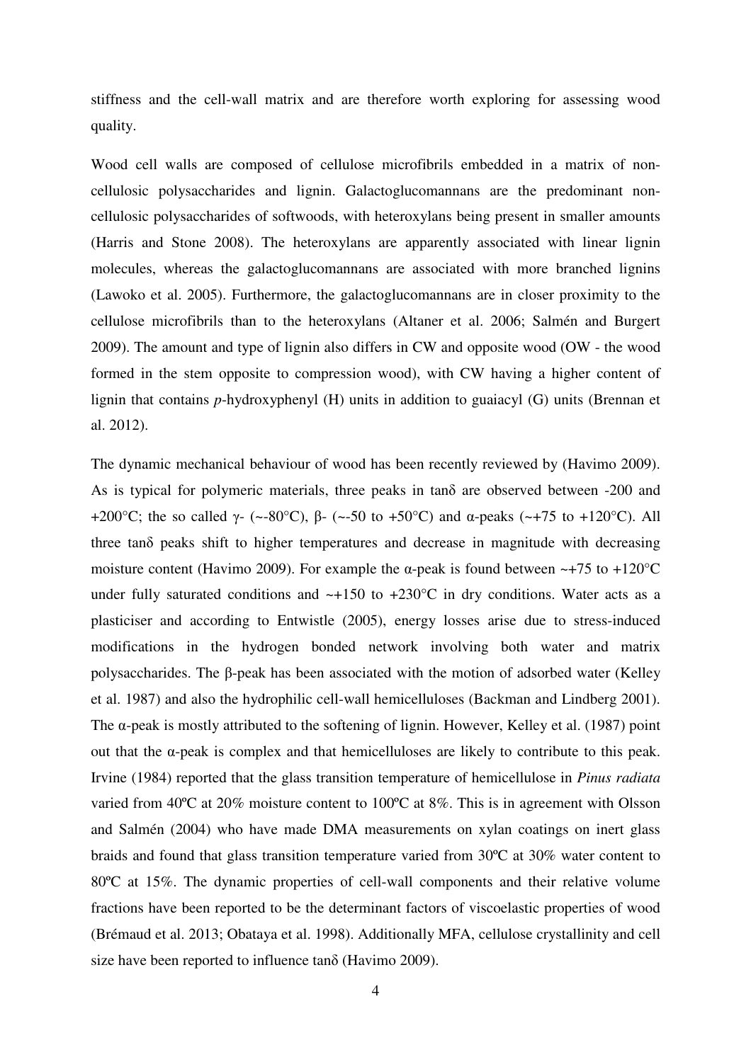stiffness and the cell-wall matrix and are therefore worth exploring for assessing wood quality.

Wood cell walls are composed of cellulose microfibrils embedded in a matrix of non-cellulosic polysaccharides and lignin. Galactoglucomannans are the predominant non-cellulosic polysaccharides of softwoods, with heteroxylans being present in smaller amounts (Harris and Stone 2008). The heteroxylans are apparently associated with linear lignin molecules, whereas the galactoglucomannans are associated with more branched lignins (Lawoko et al. 2005). Furthermore, the galactoglucomannans are in closer proximity to the cellulose microfibrils than to the heteroxylans (Altaner et al. 2006; Salmén and Burgert 2009). The amount and type of lignin also differs in CW and opposite wood (OW - the wood formed in the stem opposite to compression wood), with CW having a higher content of lignin that contains *p*-hydroxyphenyl (H) units in addition to guaiacyl (G) units (Brennan et al. 2012).

The dynamic mechanical behaviour of wood has been recently reviewed by (Havimo 2009). As is typical for polymeric materials, three peaks in tanδ are observed between -200 and +200°C; the so called γ- (~-80°C), β- (~-50 to +50°C) and α-peaks (~+75 to +120°C). All three tanδ peaks shift to higher temperatures and decrease in magnitude with decreasing moisture content (Havimo 2009). For example the α-peak is found between ~+75 to +120°C under fully saturated conditions and ~+150 to +230°C in dry conditions. Water acts as a plasticiser and according to Entwistle (2005), energy losses arise due to stress-induced modifications in the hydrogen bonded network involving both water and matrix polysaccharides. The β-peak has been associated with the motion of adsorbed water (Kelley et al. 1987) and also the hydrophilic cell-wall hemicelluloses (Backman and Lindberg 2001). The α-peak is mostly attributed to the softening of lignin. However, Kelley et al. (1987) point out that the α-peak is complex and that hemicelluloses are likely to contribute to this peak. Irvine (1984) reported that the glass transition temperature of hemicellulose in *Pinus radiata* varied from 40ºC at 20% moisture content to 100ºC at 8%. This is in agreement with Olsson and Salmén (2004) who have made DMA measurements on xylan coatings on inert glass braids and found that glass transition temperature varied from 30ºC at 30% water content to 80ºC at 15%. The dynamic properties of cell-wall components and their relative volume fractions have been reported to be the determinant factors of viscoelastic properties of wood (Brémaud et al. 2013; Obataya et al. 1998). Additionally MFA, cellulose crystallinity and cell size have been reported to influence tanδ (Havimo 2009).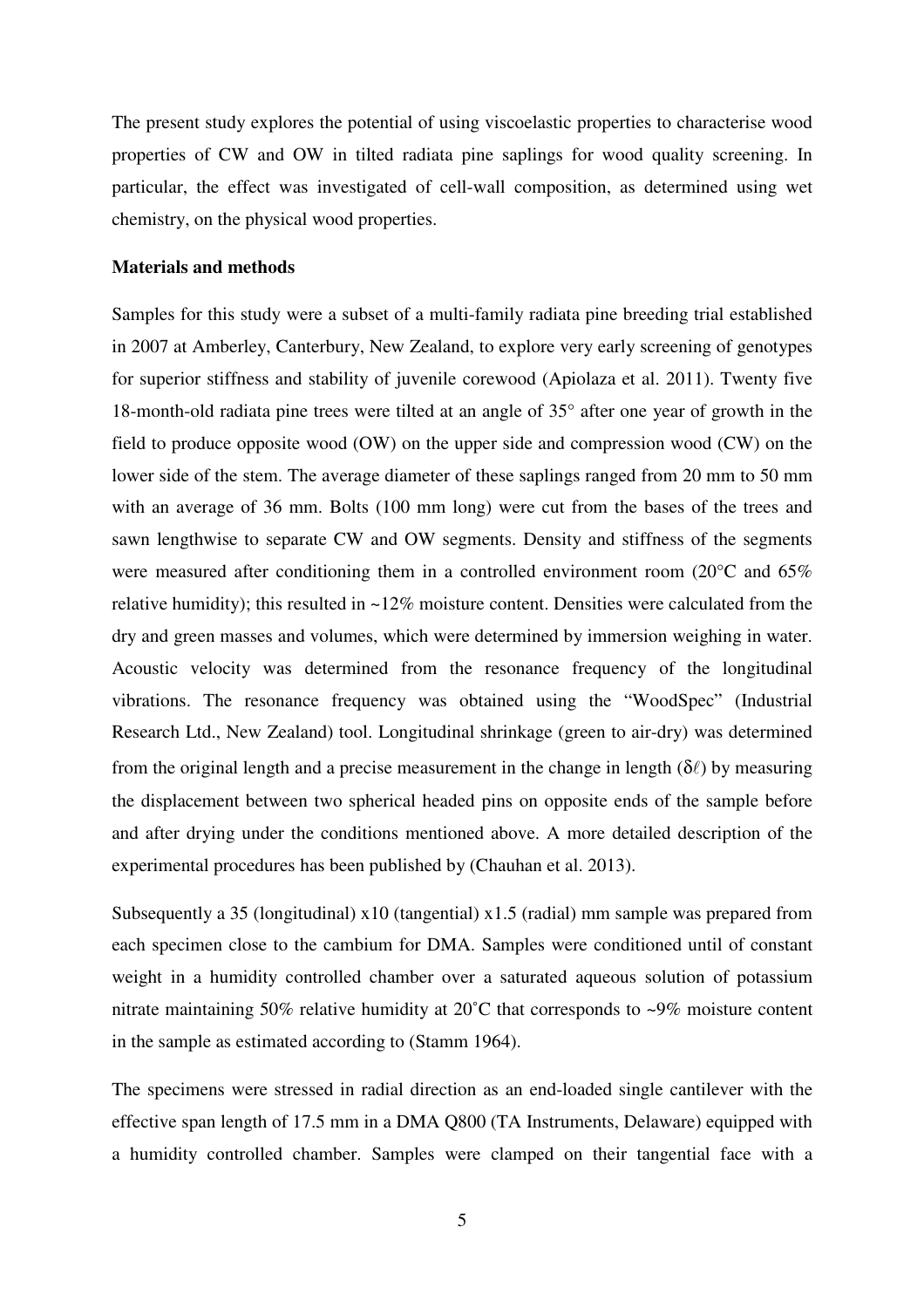The present study explores the potential of using viscoelastic properties to characterise wood properties of CW and OW in tilted radiata pine saplings for wood quality screening. In particular, the effect was investigated of cell-wall composition, as determined using wet chemistry, on the physical wood properties.

**Materials and methods**

Samples for this study were a subset of a multi-family radiata pine breeding trial established in 2007 at Amberley, Canterbury, New Zealand, to explore very early screening of genotypes for superior stiffness and stability of juvenile corewood (Apiolaza et al. 2011). Twenty five 18-month-old radiata pine trees were tilted at an angle of 35° after one year of growth in the field to produce opposite wood (OW) on the upper side and compression wood (CW) on the lower side of the stem. The average diameter of these saplings ranged from 20 mm to 50 mm with an average of 36 mm. Bolts (100 mm long) were cut from the bases of the trees and sawn lengthwise to separate CW and OW segments. Density and stiffness of the segments were measured after conditioning them in a controlled environment room (20°C and 65% relative humidity); this resulted in ~12% moisture content. Densities were calculated from the dry and green masses and volumes, which were determined by immersion weighing in water. Acoustic velocity was determined from the resonance frequency of the longitudinal vibrations. The resonance frequency was obtained using the "WoodSpec" (Industrial Research Ltd., New Zealand) tool. Longitudinal shrinkage (green to air-dry) was determined from the original length and a precise measurement in the change in length ($\delta\ell$) by measuring the displacement between two spherical headed pins on opposite ends of the sample before and after drying under the conditions mentioned above. A more detailed description of the experimental procedures has been published by (Chauhan et al. 2013).

Subsequently a 35 (longitudinal) x10 (tangential) x1.5 (radial) mm sample was prepared from each specimen close to the cambium for DMA. Samples were conditioned until of constant weight in a humidity controlled chamber over a saturated aqueous solution of potassium nitrate maintaining 50% relative humidity at 20˚C that corresponds to ~9% moisture content in the sample as estimated according to (Stamm 1964).

The specimens were stressed in radial direction as an end-loaded single cantilever with the effective span length of 17.5 mm in a DMA Q800 (TA Instruments, Delaware) equipped with a humidity controlled chamber. Samples were clamped on their tangential face with a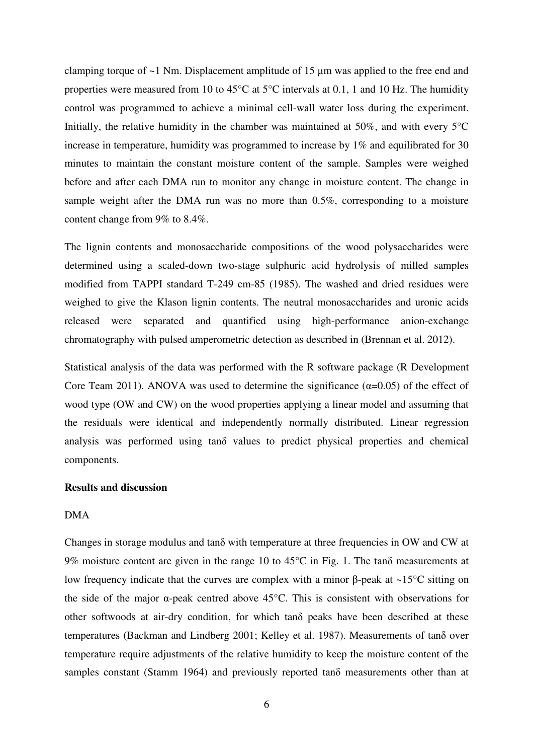clamping torque of ~1 Nm. Displacement amplitude of 15 µm was applied to the free end and properties were measured from 10 to 45°C at 5°C intervals at 0.1, 1 and 10 Hz. The humidity control was programmed to achieve a minimal cell-wall water loss during the experiment. Initially, the relative humidity in the chamber was maintained at 50%, and with every 5°C increase in temperature, humidity was programmed to increase by 1% and equilibrated for 30 minutes to maintain the constant moisture content of the sample. Samples were weighed before and after each DMA run to monitor any change in moisture content. The change in sample weight after the DMA run was no more than 0.5%, corresponding to a moisture content change from 9% to 8.4%.

The lignin contents and monosaccharide compositions of the wood polysaccharides were determined using a scaled-down two-stage sulphuric acid hydrolysis of milled samples modified from TAPPI standard T-249 cm-85 (1985). The washed and dried residues were weighed to give the Klason lignin contents. The neutral monosaccharides and uronic acids released were separated and quantified using high-performance anion-exchange chromatography with pulsed amperometric detection as described in (Brennan et al. 2012).

Statistical analysis of the data was performed with the R software package (R Development Core Team 2011). ANOVA was used to determine the significance ($\alpha$=0.05) of the effect of wood type (OW and CW) on the wood properties applying a linear model and assuming that the residuals were identical and independently normally distributed. Linear regression analysis was performed using tan$\delta$ values to predict physical properties and chemical components.

## Results and discussion

### DMA

Changes in storage modulus and tan$\delta$ with temperature at three frequencies in OW and CW at 9% moisture content are given in the range 10 to 45°C in Fig. 1. The tan$\delta$ measurements at low frequency indicate that the curves are complex with a minor $\beta$-peak at ~15°C sitting on the side of the major $\alpha$-peak centred above 45°C. This is consistent with observations for other softwoods at air-dry condition, for which tan$\delta$ peaks have been described at these temperatures (Backman and Lindberg 2001; Kelley et al. 1987). Measurements of tan$\delta$ over temperature require adjustments of the relative humidity to keep the moisture content of the samples constant (Stamm 1964) and previously reported tan$\delta$ measurements other than at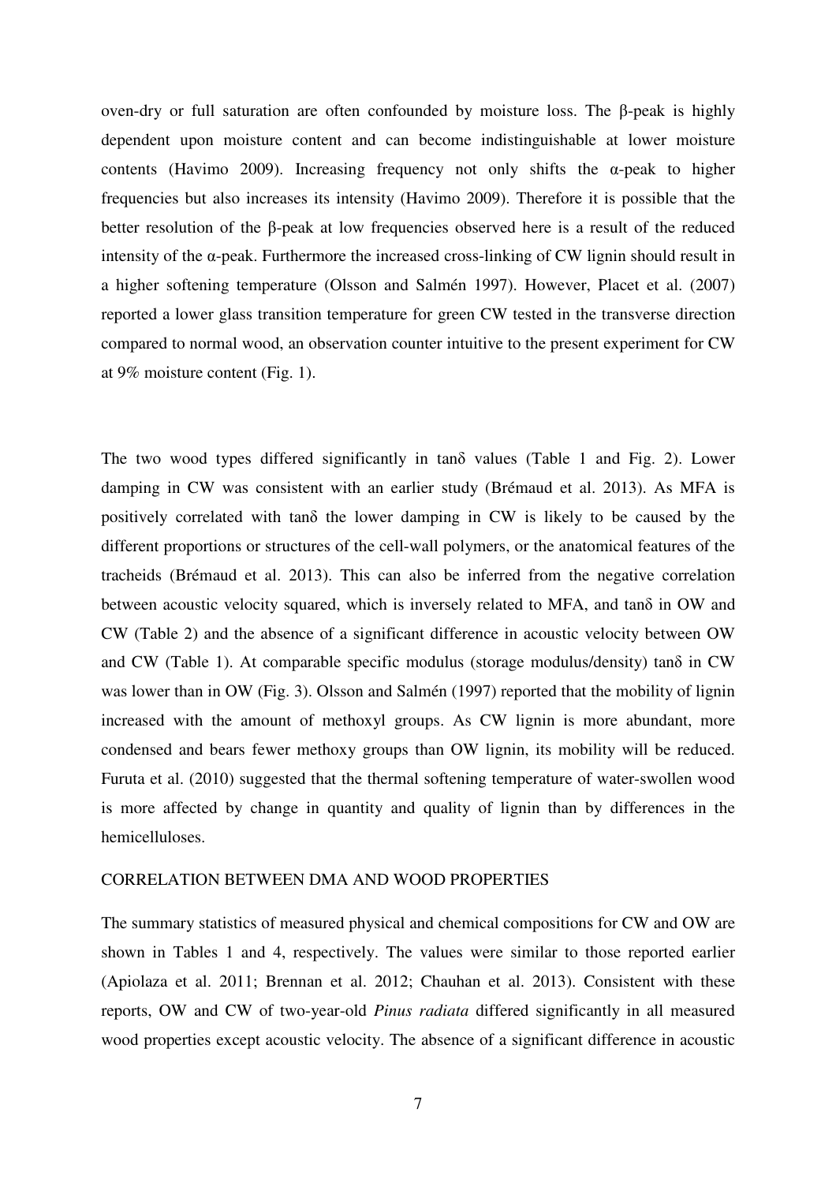oven-dry or full saturation are often confounded by moisture loss. The β-peak is highly dependent upon moisture content and can become indistinguishable at lower moisture contents (Havimo 2009). Increasing frequency not only shifts the α-peak to higher frequencies but also increases its intensity (Havimo 2009). Therefore it is possible that the better resolution of the β-peak at low frequencies observed here is a result of the reduced intensity of the α-peak. Furthermore the increased cross-linking of CW lignin should result in a higher softening temperature (Olsson and Salmén 1997). However, Placet et al. (2007) reported a lower glass transition temperature for green CW tested in the transverse direction compared to normal wood, an observation counter intuitive to the present experiment for CW at 9% moisture content (Fig. 1).

The two wood types differed significantly in tanδ values (Table 1 and Fig. 2). Lower damping in CW was consistent with an earlier study (Brémaud et al. 2013). As MFA is positively correlated with tanδ the lower damping in CW is likely to be caused by the different proportions or structures of the cell-wall polymers, or the anatomical features of the tracheids (Brémaud et al. 2013). This can also be inferred from the negative correlation between acoustic velocity squared, which is inversely related to MFA, and tanδ in OW and CW (Table 2) and the absence of a significant difference in acoustic velocity between OW and CW (Table 1). At comparable specific modulus (storage modulus/density) tanδ in CW was lower than in OW (Fig. 3). Olsson and Salmén (1997) reported that the mobility of lignin increased with the amount of methoxyl groups. As CW lignin is more abundant, more condensed and bears fewer methoxy groups than OW lignin, its mobility will be reduced. Furuta et al. (2010) suggested that the thermal softening temperature of water-swollen wood is more affected by change in quantity and quality of lignin than by differences in the hemicelluloses.

## CORRELATION BETWEEN DMA AND WOOD PROPERTIES

The summary statistics of measured physical and chemical compositions for CW and OW are shown in Tables 1 and 4, respectively. The values were similar to those reported earlier (Apiolaza et al. 2011; Brennan et al. 2012; Chauhan et al. 2013). Consistent with these reports, OW and CW of two-year-old *Pinus radiata* differed significantly in all measured wood properties except acoustic velocity. The absence of a significant difference in acoustic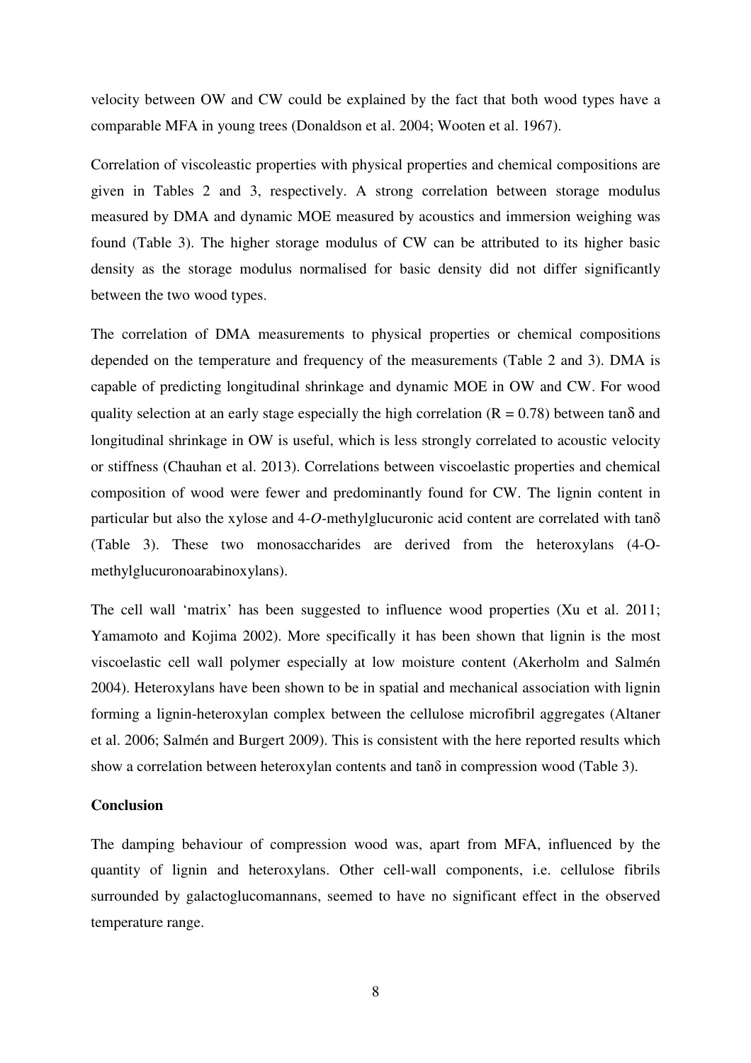velocity between OW and CW could be explained by the fact that both wood types have a comparable MFA in young trees (Donaldson et al. 2004; Wooten et al. 1967).

Correlation of viscoleastic properties with physical properties and chemical compositions are given in Tables 2 and 3, respectively. A strong correlation between storage modulus measured by DMA and dynamic MOE measured by acoustics and immersion weighing was found (Table 3). The higher storage modulus of CW can be attributed to its higher basic density as the storage modulus normalised for basic density did not differ significantly between the two wood types.

The correlation of DMA measurements to physical properties or chemical compositions depended on the temperature and frequency of the measurements (Table 2 and 3). DMA is capable of predicting longitudinal shrinkage and dynamic MOE in OW and CW. For wood quality selection at an early stage especially the high correlation ($R = 0.78$) between tanδ and longitudinal shrinkage in OW is useful, which is less strongly correlated to acoustic velocity or stiffness (Chauhan et al. 2013). Correlations between viscoelastic properties and chemical composition of wood were fewer and predominantly found for CW. The lignin content in particular but also the xylose and 4-*O*-methylglucuronic acid content are correlated with tanδ (Table 3). These two monosaccharides are derived from the heteroxylans (4-O-methylglucuronoarabinoxylans).

The cell wall 'matrix' has been suggested to influence wood properties (Xu et al. 2011; Yamamoto and Kojima 2002). More specifically it has been shown that lignin is the most viscoelastic cell wall polymer especially at low moisture content (Akerholm and Salmén 2004). Heteroxylans have been shown to be in spatial and mechanical association with lignin forming a lignin-heteroxylan complex between the cellulose microfibril aggregates (Altaner et al. 2006; Salmén and Burgert 2009). This is consistent with the here reported results which show a correlation between heteroxylan contents and tanδ in compression wood (Table 3).

**Conclusion**

The damping behaviour of compression wood was, apart from MFA, influenced by the quantity of lignin and heteroxylans. Other cell-wall components, i.e. cellulose fibrils surrounded by galactoglucomannans, seemed to have no significant effect in the observed temperature range.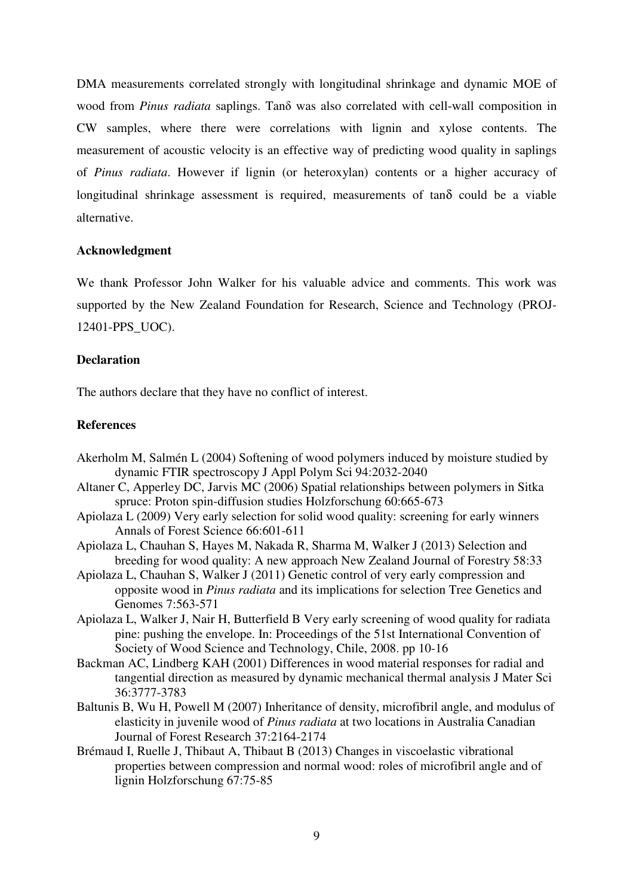DMA measurements correlated strongly with longitudinal shrinkage and dynamic MOE of wood from *Pinus radiata* saplings. Tanδ was also correlated with cell-wall composition in CW samples, where there were correlations with lignin and xylose contents. The measurement of acoustic velocity is an effective way of predicting wood quality in saplings of *Pinus radiata*. However if lignin (or heteroxylan) contents or a higher accuracy of longitudinal shrinkage assessment is required, measurements of tanδ could be a viable alternative.

**Acknowledgment**

We thank Professor John Walker for his valuable advice and comments. This work was supported by the New Zealand Foundation for Research, Science and Technology (PROJ-12401-PPS_UOC).

**Declaration**

The authors declare that they have no conflict of interest.

**References**

Akerholm M, Salmén L (2004) Softening of wood polymers induced by moisture studied by dynamic FTIR spectroscopy J Appl Polym Sci 94:2032-2040

Altaner C, Apperley DC, Jarvis MC (2006) Spatial relationships between polymers in Sitka spruce: Proton spin-diffusion studies Holzforschung 60:665-673

Apiolaza L (2009) Very early selection for solid wood quality: screening for early winners Annals of Forest Science 66:601-611

Apiolaza L, Chauhan S, Hayes M, Nakada R, Sharma M, Walker J (2013) Selection and breeding for wood quality: A new approach New Zealand Journal of Forestry 58:33

Apiolaza L, Chauhan S, Walker J (2011) Genetic control of very early compression and opposite wood in *Pinus radiata* and its implications for selection Tree Genetics and Genomes 7:563-571

Apiolaza L, Walker J, Nair H, Butterfield B Very early screening of wood quality for radiata pine: pushing the envelope. In: Proceedings of the 51st International Convention of Society of Wood Science and Technology, Chile, 2008. pp 10-16

Backman AC, Lindberg KAH (2001) Differences in wood material responses for radial and tangential direction as measured by dynamic mechanical thermal analysis J Mater Sci 36:3777-3783

Baltunis B, Wu H, Powell M (2007) Inheritance of density, microfibril angle, and modulus of elasticity in juvenile wood of *Pinus radiata* at two locations in Australia Canadian Journal of Forest Research 37:2164-2174

Brémaud I, Ruelle J, Thibaut A, Thibaut B (2013) Changes in viscoelastic vibrational properties between compression and normal wood: roles of microfibril angle and of lignin Holzforschung 67:75-85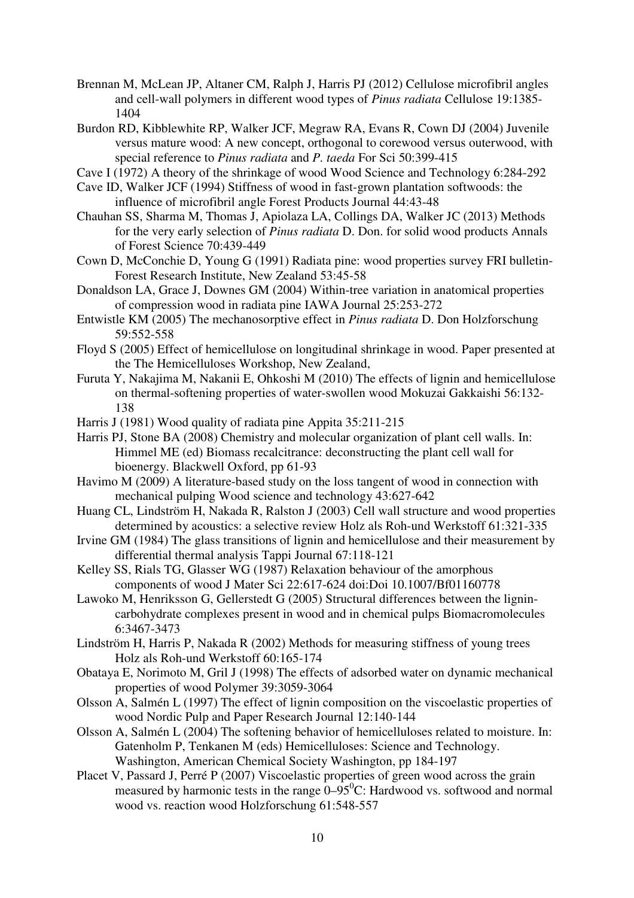Brennan M, McLean JP, Altaner CM, Ralph J, Harris PJ (2012) Cellulose microfibril angles and cell-wall polymers in different wood types of *Pinus radiata* Cellulose 19:1385-1404

Burdon RD, Kibblewhite RP, Walker JCF, Megraw RA, Evans R, Cown DJ (2004) Juvenile versus mature wood: A new concept, orthogonal to corewood versus outerwood, with special reference to *Pinus radiata* and *P. taeda* For Sci 50:399-415

Cave I (1972) A theory of the shrinkage of wood Wood Science and Technology 6:284-292

Cave ID, Walker JCF (1994) Stiffness of wood in fast-grown plantation softwoods: the influence of microfibril angle Forest Products Journal 44:43-48

Chauhan SS, Sharma M, Thomas J, Apiolaza LA, Collings DA, Walker JC (2013) Methods for the very early selection of *Pinus radiata* D. Don. for solid wood products Annals of Forest Science 70:439-449

Cown D, McConchie D, Young G (1991) Radiata pine: wood properties survey FRI bulletin-Forest Research Institute, New Zealand 53:45-58

Donaldson LA, Grace J, Downes GM (2004) Within-tree variation in anatomical properties of compression wood in radiata pine IAWA Journal 25:253-272

Entwistle KM (2005) The mechanosorptive effect in *Pinus radiata* D. Don Holzforschung 59:552-558

Floyd S (2005) Effect of hemicellulose on longitudinal shrinkage in wood. Paper presented at the The Hemicelluloses Workshop, New Zealand,

Furuta Y, Nakajima M, Nakanii E, Ohkoshi M (2010) The effects of lignin and hemicellulose on thermal-softening properties of water-swollen wood Mokuzai Gakkaishi 56:132-138

Harris J (1981) Wood quality of radiata pine Appita 35:211-215

Harris PJ, Stone BA (2008) Chemistry and molecular organization of plant cell walls. In: Himmel ME (ed) Biomass recalcitrance: deconstructing the plant cell wall for bioenergy. Blackwell Oxford, pp 61-93

Havimo M (2009) A literature-based study on the loss tangent of wood in connection with mechanical pulping Wood science and technology 43:627-642

Huang CL, Lindström H, Nakada R, Ralston J (2003) Cell wall structure and wood properties determined by acoustics: a selective review Holz als Roh-und Werkstoff 61:321-335

Irvine GM (1984) The glass transitions of lignin and hemicellulose and their measurement by differential thermal analysis Tappi Journal 67:118-121

Kelley SS, Rials TG, Glasser WG (1987) Relaxation behaviour of the amorphous components of wood J Mater Sci 22:617-624 doi:Doi 10.1007/Bf01160778

Lawoko M, Henriksson G, Gellerstedt G (2005) Structural differences between the lignin-carbohydrate complexes present in wood and in chemical pulps Biomacromolecules 6:3467-3473

Lindström H, Harris P, Nakada R (2002) Methods for measuring stiffness of young trees Holz als Roh-und Werkstoff 60:165-174

Obataya E, Norimoto M, Gril J (1998) The effects of adsorbed water on dynamic mechanical properties of wood Polymer 39:3059-3064

Olsson A, Salmén L (1997) The effect of lignin composition on the viscoelastic properties of wood Nordic Pulp and Paper Research Journal 12:140-144

Olsson A, Salmén L (2004) The softening behavior of hemicelluloses related to moisture. In: Gatenholm P, Tenkanen M (eds) Hemicelluloses: Science and Technology. Washington, American Chemical Society Washington, pp 184-197

Placet V, Passard J, Perré P (2007) Viscoelastic properties of green wood across the grain measured by harmonic tests in the range 0–95$^{0}$C: Hardwood vs. softwood and normal wood vs. reaction wood Holzforschung 61:548-557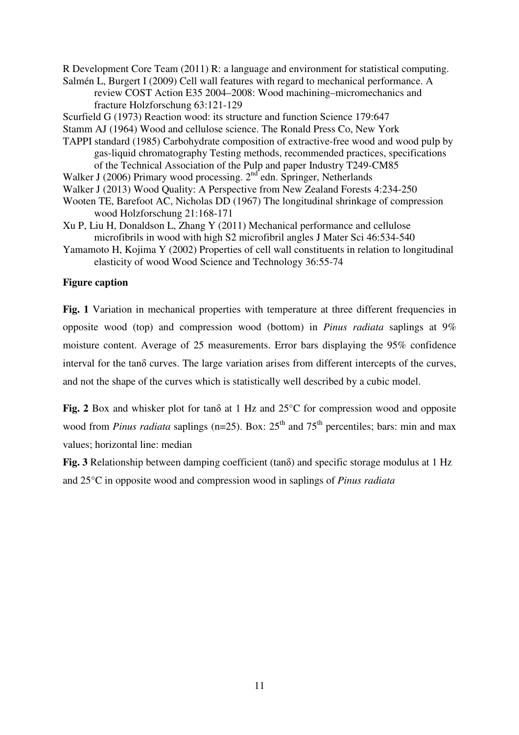R Development Core Team (2011) R: a language and environment for statistical computing.

Salmén L, Burgert I (2009) Cell wall features with regard to mechanical performance. A review COST Action E35 2004–2008: Wood machining–micromechanics and fracture Holzforschung 63:121-129

Scurfield G (1973) Reaction wood: its structure and function Science 179:647

Stamm AJ (1964) Wood and cellulose science. The Ronald Press Co, New York

TAPPI standard (1985) Carbohydrate composition of extractive-free wood and wood pulp by gas-liquid chromatography Testing methods, recommended practices, specifications of the Technical Association of the Pulp and paper Industry T249-CM85

Walker J (2006) Primary wood processing. 2nd edn. Springer, Netherlands

Walker J (2013) Wood Quality: A Perspective from New Zealand Forests 4:234-250

Wooten TE, Barefoot AC, Nicholas DD (1967) The longitudinal shrinkage of compression wood Holzforschung 21:168-171

Xu P, Liu H, Donaldson L, Zhang Y (2011) Mechanical performance and cellulose microfibrils in wood with high S2 microfibril angles J Mater Sci 46:534-540

Yamamoto H, Kojima Y (2002) Properties of cell wall constituents in relation to longitudinal elasticity of wood Wood Science and Technology 36:55-74

**Figure caption**

**Fig. 1** Variation in mechanical properties with temperature at three different frequencies in opposite wood (top) and compression wood (bottom) in *Pinus radiata* saplings at 9% moisture content. Average of 25 measurements. Error bars displaying the 95% confidence interval for the tanδ curves. The large variation arises from different intercepts of the curves, and not the shape of the curves which is statistically well described by a cubic model.

**Fig. 2** Box and whisker plot for tanδ at 1 Hz and 25°C for compression wood and opposite wood from *Pinus radiata* saplings (n=25). Box: 25th and 75th percentiles; bars: min and max values; horizontal line: median

**Fig. 3** Relationship between damping coefficient (tanδ) and specific storage modulus at 1 Hz and 25°C in opposite wood and compression wood in saplings of *Pinus radiata*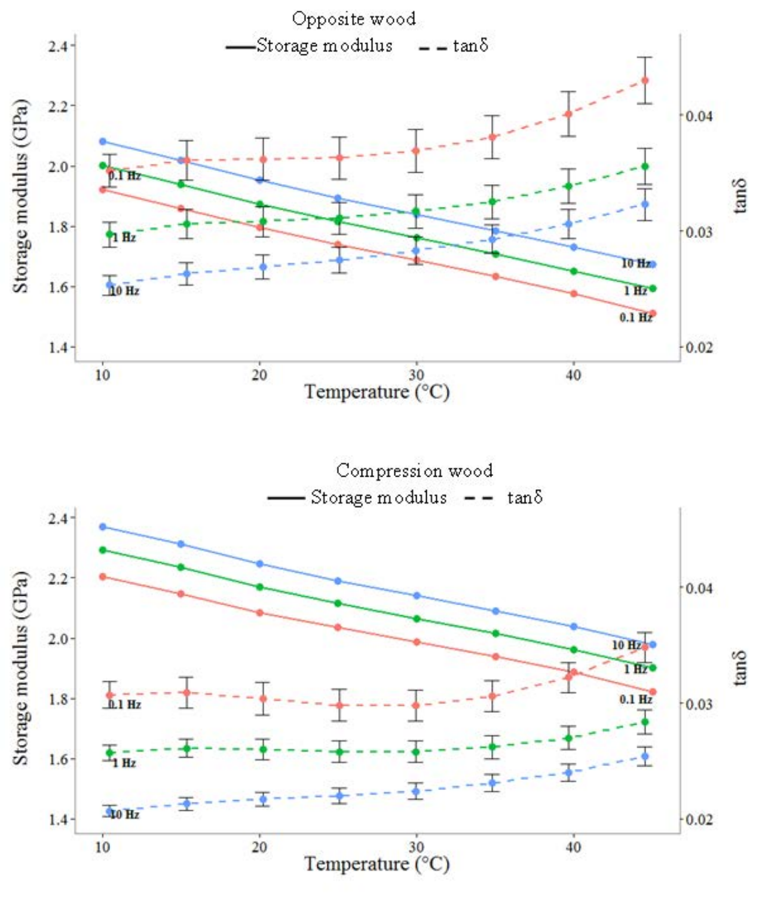Opposite wood

Storage modulus — tanδ

Compression wood

Storage modulus — tanδ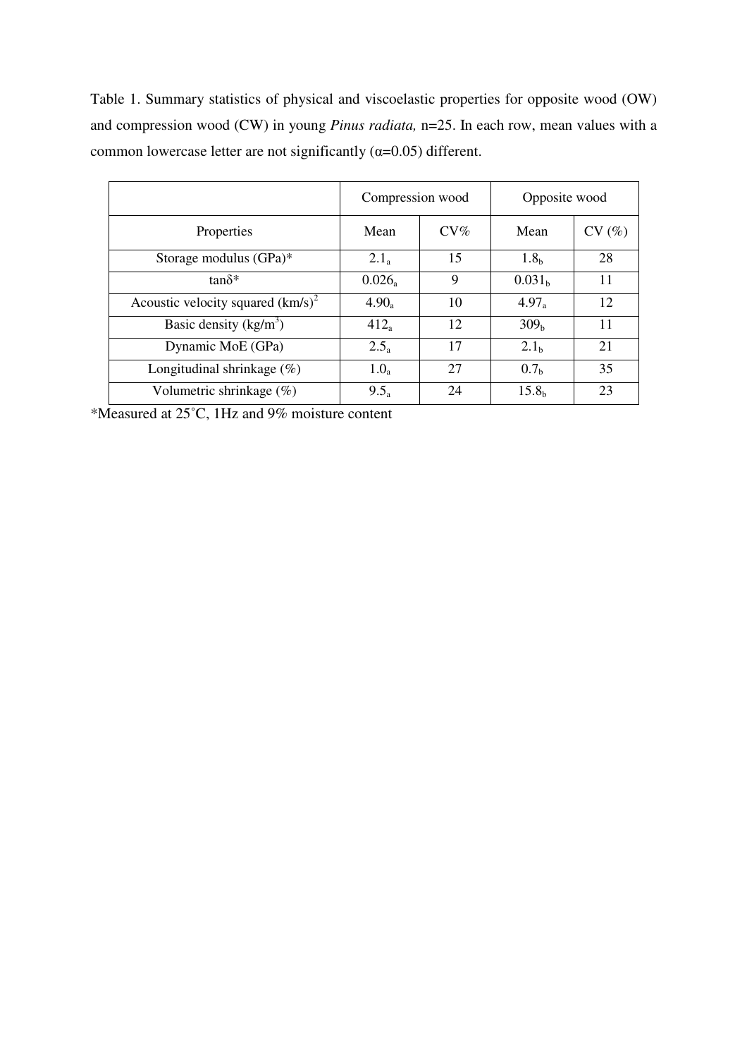Table 1. Summary statistics of physical and viscoelastic properties for opposite wood (OW) and compression wood (CW) in young *Pinus radiata,* n=25. In each row, mean values with a common lowercase letter are not significantly (α=0.05) different.

| | Compression wood | | Opposite wood | |
|---|---|---|---|---|
| Properties | Mean | CV% | Mean | CV (%) |
| Storage modulus (GPa)* | $2.1_a$ | 15 | $1.8_b$ | 28 |
| tanδ* | $0.026_a$ | 9 | $0.031_b$ | 11 |
| Acoustic velocity squared $(km/s)^2$ | $4.90_a$ | 10 | $4.97_a$ | 12 |
| Basic density ($kg/m^3$) | $412_a$ | 12 | $309_b$ | 11 |
| Dynamic MoE (GPa) | $2.5_a$ | 17 | $2.1_b$ | 21 |
| Longitudinal shrinkage (%) | $1.0_a$ | 27 | $0.7_b$ | 35 |
| Volumetric shrinkage (%) | $9.5_a$ | 24 | $15.8_b$ | 23 |

*Measured at 25˚C, 1Hz and 9% moisture content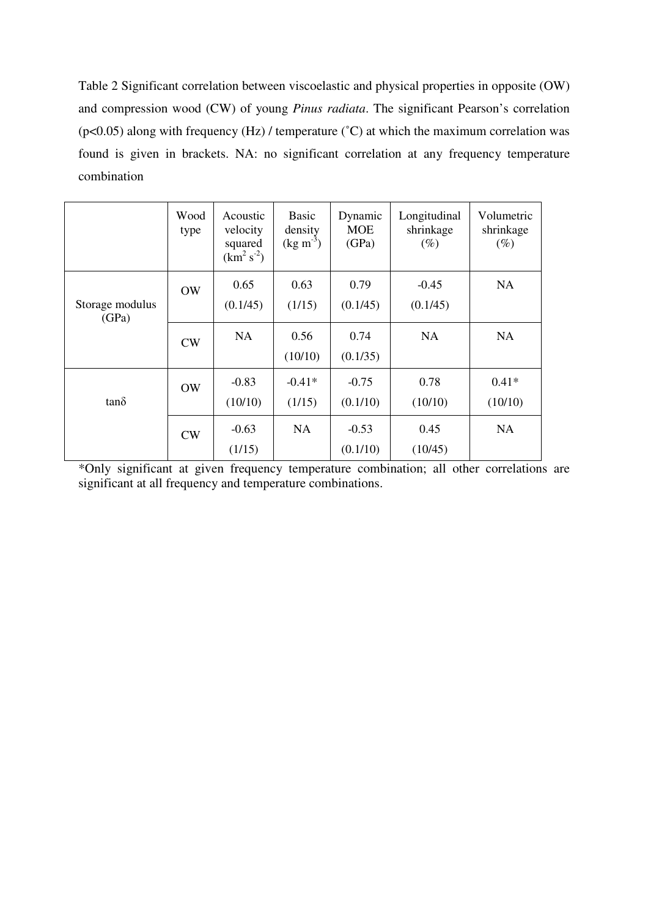Table 2 Significant correlation between viscoelastic and physical properties in opposite (OW) and compression wood (CW) of young *Pinus radiata*. The significant Pearson's correlation ($p<0.05$) along with frequency (Hz) / temperature (˚C) at which the maximum correlation was found is given in brackets. NA: no significant correlation at any frequency temperature combination

| | Wood type | Acoustic velocity squared ($km^2\ s^{-2}$) | Basic density ($kg\ m^{-3}$) | Dynamic MOE (GPa) | Longitudinal shrinkage (%) | Volumetric shrinkage (%) |
|---|---|---|---|---|---|---|
| Storage modulus (GPa) | OW | 0.65 (0.1/45) | 0.63 (1/15) | 0.79 (0.1/45) | -0.45 (0.1/45) | NA |
| | CW | NA | 0.56 (10/10) | 0.74 (0.1/35) | NA | NA |
| tanδ | OW | -0.83 (10/10) | -0.41* (1/15) | -0.75 (0.1/10) | 0.78 (10/10) | 0.41* (10/10) |
| | CW | -0.63 (1/15) | NA | -0.53 (0.1/10) | 0.45 (10/45) | NA |

*Only significant at given frequency temperature combination; all other correlations are significant at all frequency and temperature combinations.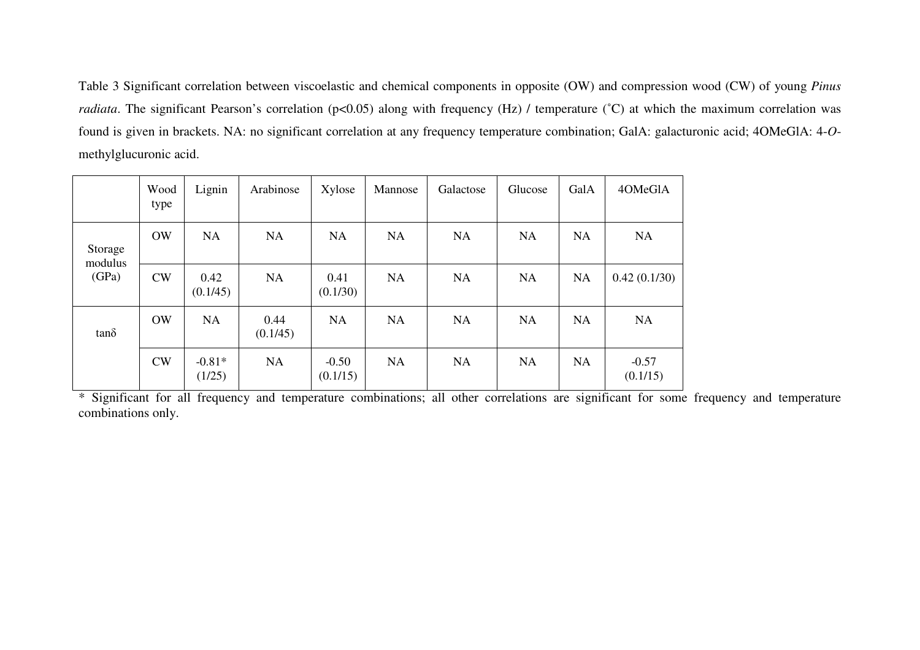Table 3 Significant correlation between viscoelastic and chemical components in opposite (OW) and compression wood (CW) of young *Pinus radiata*. The significant Pearson's correlation ($p<0.05$) along with frequency (Hz) / temperature (˚C) at which the maximum correlation was found is given in brackets. NA: no significant correlation at any frequency temperature combination; GalA: galacturonic acid; 4OMeGlA: 4-*O*-methylglucuronic acid.

| | Wood type | Lignin | Arabinose | Xylose | Mannose | Galactose | Glucose | GalA | 4OMeGlA |
|---|---|---|---|---|---|---|---|---|---|
| Storage modulus (GPa) | OW | NA | NA | NA | NA | NA | NA | NA | NA |
| | CW | 0.42 (0.1/45) | NA | 0.41 (0.1/30) | NA | NA | NA | NA | 0.42 (0.1/30) |
| $\tan\delta$ | OW | NA | 0.44 (0.1/45) | NA | NA | NA | NA | NA | NA |
| | CW | -0.81* (1/25) | NA | -0.50 (0.1/15) | NA | NA | NA | NA | -0.57 (0.1/15) |

* Significant for all frequency and temperature combinations; all other correlations are significant for some frequency and temperature combinations only.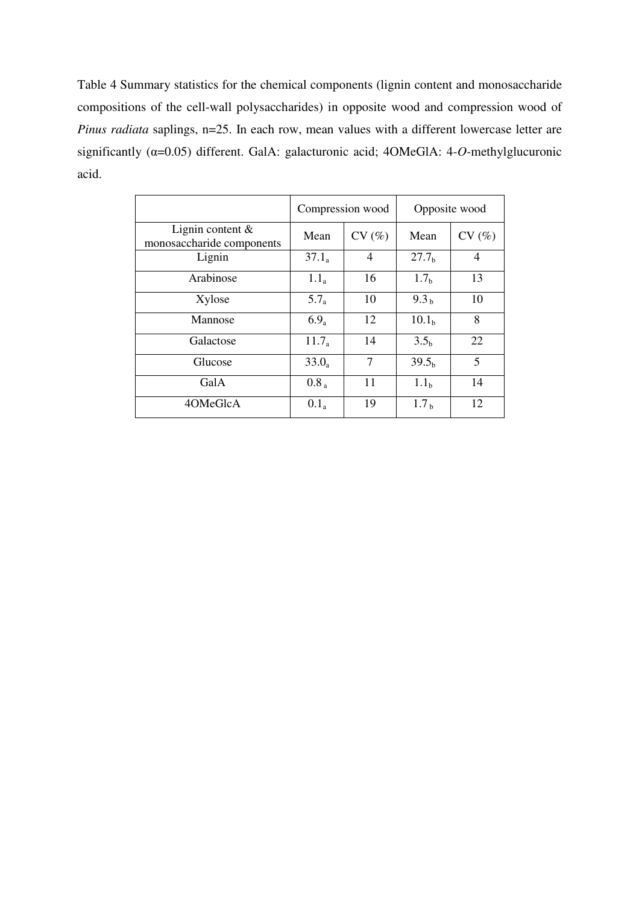Table 4 Summary statistics for the chemical components (lignin content and monosaccharide compositions of the cell-wall polysaccharides) in opposite wood and compression wood of *Pinus radiata* saplings, n=25. In each row, mean values with a different lowercase letter are significantly (α=0.05) different. GalA: galacturonic acid; 4OMeGlA: 4-*O*-methylglucuronic acid.

| | Compression wood | | Opposite wood | |
|---|---|---|---|---|
| Lignin content & monosaccharide components | Mean | CV (%) | Mean | CV (%) |
| Lignin | $37.1_a$ | 4 | $27.7_b$ | 4 |
| Arabinose | $1.1_a$ | 16 | $1.7_b$ | 13 |
| Xylose | $5.7_a$ | 10 | $9.3_b$ | 10 |
| Mannose | $6.9_a$ | 12 | $10.1_b$ | 8 |
| Galactose | $11.7_a$ | 14 | $3.5_b$ | 22 |
| Glucose | $33.0_a$ | 7 | $39.5_b$ | 5 |
| GalA | $0.8_a$ | 11 | $1.1_b$ | 14 |
| 4OMeGlcA | $0.1_a$ | 19 | $1.7_b$ | 12 |